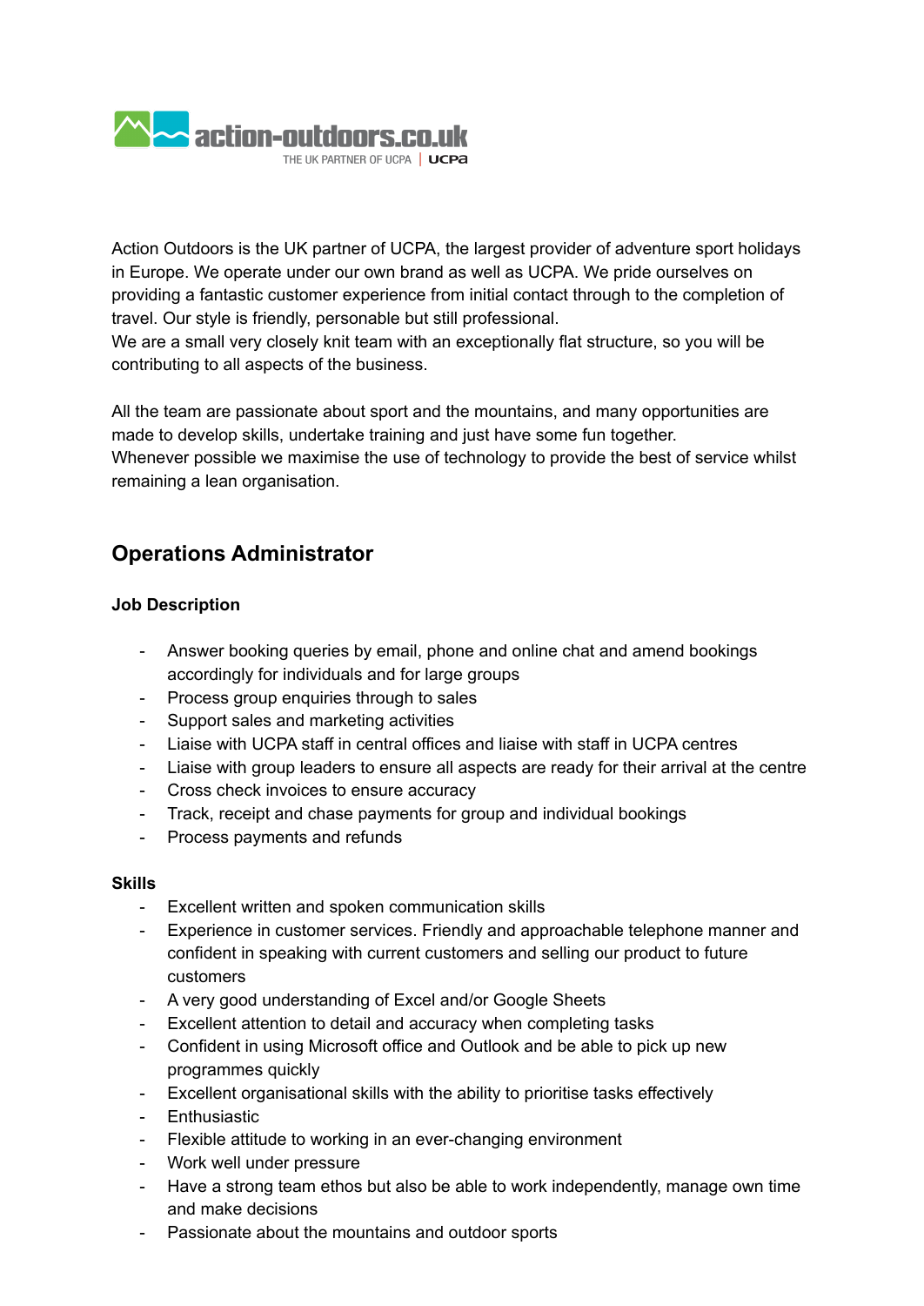action-outdoors.co.uk
THE UK PARTNER OF UCPA | UCPA

Action Outdoors is the UK partner of UCPA, the largest provider of adventure sport holidays in Europe. We operate under our own brand as well as UCPA. We pride ourselves on providing a fantastic customer experience from initial contact through to the completion of travel. Our style is friendly, personable but still professional.
We are a small very closely knit team with an exceptionally flat structure, so you will be contributing to all aspects of the business.

All the team are passionate about sport and the mountains, and many opportunities are made to develop skills, undertake training and just have some fun together.
Whenever possible we maximise the use of technology to provide the best of service whilst remaining a lean organisation.

## Operations Administrator

**Job Description**

- Answer booking queries by email, phone and online chat and amend bookings accordingly for individuals and for large groups
- Process group enquiries through to sales
- Support sales and marketing activities
- Liaise with UCPA staff in central offices and liaise with staff in UCPA centres
- Liaise with group leaders to ensure all aspects are ready for their arrival at the centre
- Cross check invoices to ensure accuracy
- Track, receipt and chase payments for group and individual bookings
- Process payments and refunds

**Skills**

- Excellent written and spoken communication skills
- Experience in customer services. Friendly and approachable telephone manner and confident in speaking with current customers and selling our product to future customers
- A very good understanding of Excel and/or Google Sheets
- Excellent attention to detail and accuracy when completing tasks
- Confident in using Microsoft office and Outlook and be able to pick up new programmes quickly
- Excellent organisational skills with the ability to prioritise tasks effectively
- Enthusiastic
- Flexible attitude to working in an ever-changing environment
- Work well under pressure
- Have a strong team ethos but also be able to work independently, manage own time and make decisions
- Passionate about the mountains and outdoor sports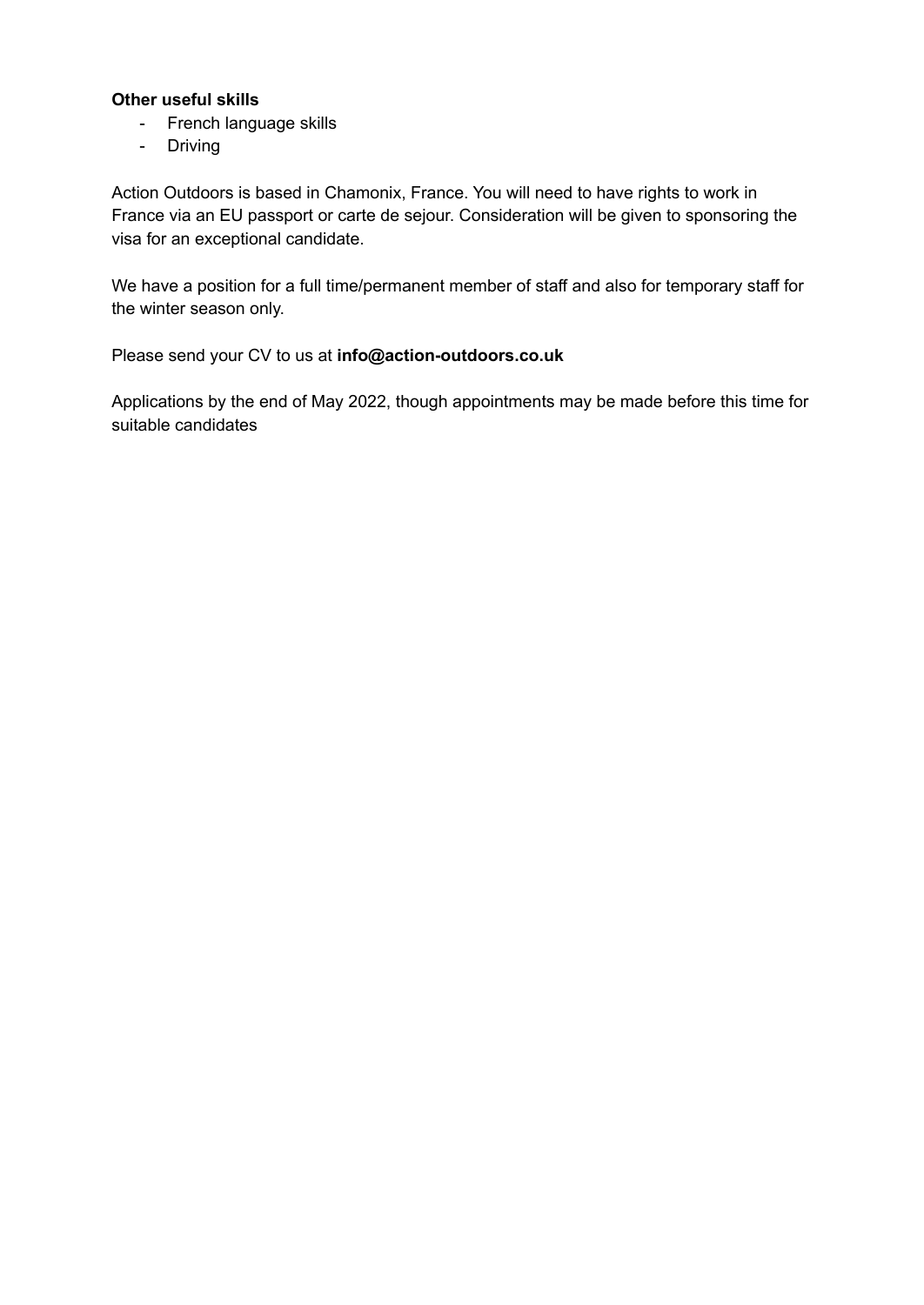**Other useful skills**

- French language skills
- Driving

Action Outdoors is based in Chamonix, France. You will need to have rights to work in France via an EU passport or carte de sejour. Consideration will be given to sponsoring the visa for an exceptional candidate.

We have a position for a full time/permanent member of staff and also for temporary staff for the winter season only.

Please send your CV to us at **info@action-outdoors.co.uk**

Applications by the end of May 2022, though appointments may be made before this time for suitable candidates